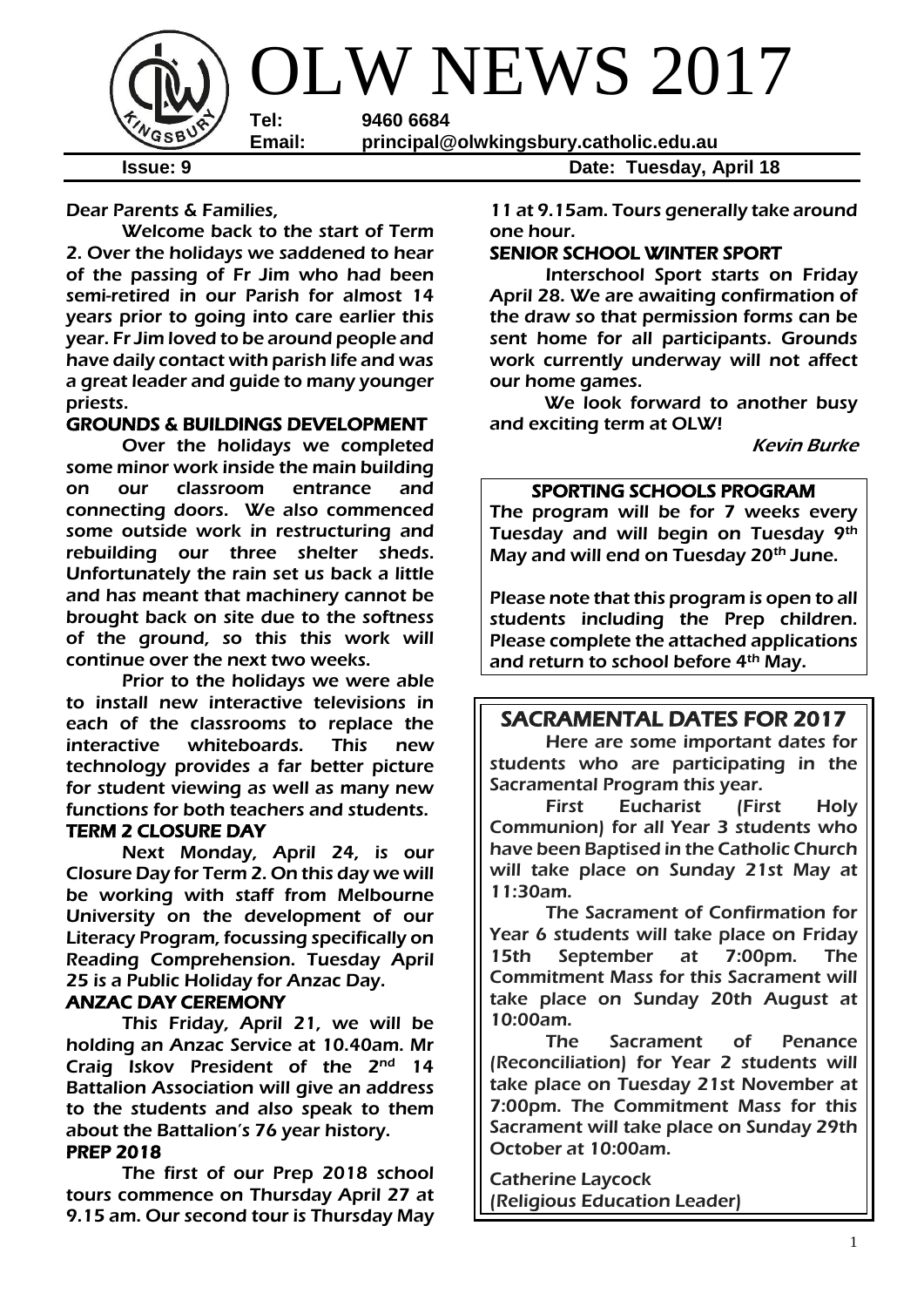# OLW NEWS 2017

**Tel:** 9460 6684
**Email:** principal@olwkingsbury.catholic.edu.au

**Issue: 9** **Date: Tuesday, April 18**

Dear Parents & Families,

Welcome back to the start of Term 2. Over the holidays we saddened to hear of the passing of Fr Jim who had been semi-retired in our Parish for almost 14 years prior to going into care earlier this year. Fr Jim loved to be around people and have daily contact with parish life and was a great leader and guide to many younger priests.

## GROUNDS & BUILDINGS DEVELOPMENT

Over the holidays we completed some minor work inside the main building on our classroom entrance and connecting doors. We also commenced some outside work in restructuring and rebuilding our three shelter sheds. Unfortunately the rain set us back a little and has meant that machinery cannot be brought back on site due to the softness of the ground, so this this work will continue over the next two weeks.

Prior to the holidays we were able to install new interactive televisions in each of the classrooms to replace the interactive whiteboards. This new technology provides a far better picture for student viewing as well as many new functions for both teachers and students.

## TERM 2 CLOSURE DAY

Next Monday, April 24, is our Closure Day for Term 2. On this day we will be working with staff from Melbourne University on the development of our Literacy Program, focussing specifically on Reading Comprehension. Tuesday April 25 is a Public Holiday for Anzac Day.

## ANZAC DAY CEREMONY

This Friday, April 21, we will be holding an Anzac Service at 10.40am. Mr Craig Iskov President of the 2nd 14 Battalion Association will give an address to the students and also speak to them about the Battalion's 76 year history.

## PREP 2018

The first of our Prep 2018 school tours commence on Thursday April 27 at 9.15 am. Our second tour is Thursday May 11 at 9.15am. Tours generally take around one hour.

## SENIOR SCHOOL WINTER SPORT

Interschool Sport starts on Friday April 28. We are awaiting confirmation of the draw so that permission forms can be sent home for all participants. Grounds work currently underway will not affect our home games.

We look forward to another busy and exciting term at OLW!

*Kevin Burke*

## SPORTING SCHOOLS PROGRAM

The program will be for 7 weeks every Tuesday and will begin on Tuesday 9th May and will end on Tuesday 20th June.

Please note that this program is open to all students including the Prep children. Please complete the attached applications and return to school before 4th May.

## SACRAMENTAL DATES FOR 2017

Here are some important dates for students who are participating in the Sacramental Program this year.

First Eucharist (First Holy Communion) for all Year 3 students who have been Baptised in the Catholic Church will take place on Sunday 21st May at 11:30am.

The Sacrament of Confirmation for Year 6 students will take place on Friday 15th September at 7:00pm. The Commitment Mass for this Sacrament will take place on Sunday 20th August at 10:00am.

The Sacrament of Penance (Reconciliation) for Year 2 students will take place on Tuesday 21st November at 7:00pm. The Commitment Mass for this Sacrament will take place on Sunday 29th October at 10:00am.

Catherine Laycock
(Religious Education Leader)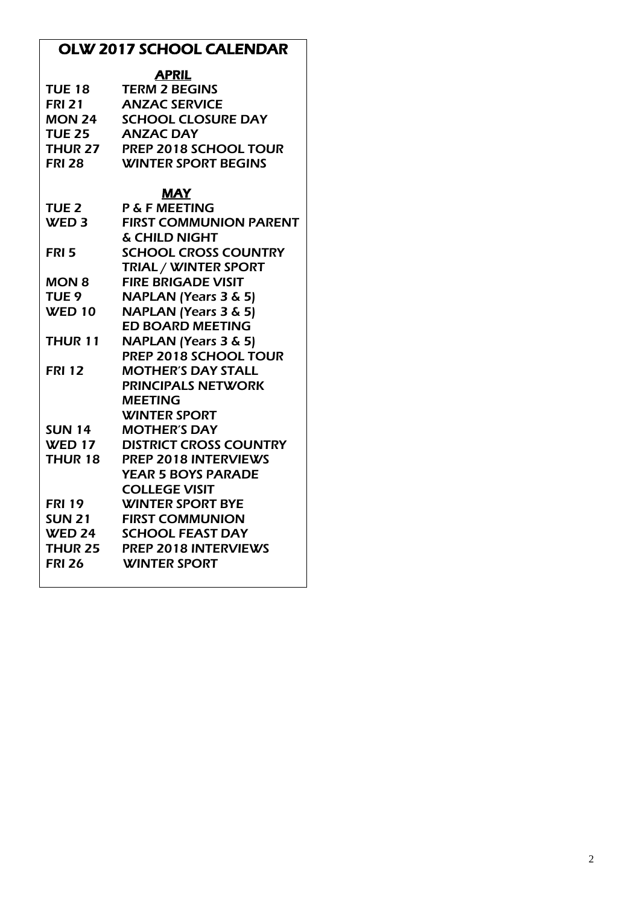# OLW 2017 SCHOOL CALENDAR

## APRIL

| | |
|---|---|
| TUE 18 | TERM 2 BEGINS |
| FRI 21 | ANZAC SERVICE |
| MON 24 | SCHOOL CLOSURE DAY |
| TUE 25 | ANZAC DAY |
| THUR 27 | PREP 2018 SCHOOL TOUR |
| FRI 28 | WINTER SPORT BEGINS |

## MAY

| | |
|---|---|
| TUE 2 | P & F MEETING |
| WED 3 | FIRST COMMUNION PARENT & CHILD NIGHT |
| FRI 5 | SCHOOL CROSS COUNTRY TRIAL / WINTER SPORT |
| MON 8 | FIRE BRIGADE VISIT |
| TUE 9 | NAPLAN (Years 3 & 5) |
| WED 10 | NAPLAN (Years 3 & 5)<br>ED BOARD MEETING |
| THUR 11 | NAPLAN (Years 3 & 5)<br>PREP 2018 SCHOOL TOUR |
| FRI 12 | MOTHER'S DAY STALL<br>PRINCIPALS NETWORK MEETING<br>WINTER SPORT |
| SUN 14 | MOTHER'S DAY |
| WED 17 | DISTRICT CROSS COUNTRY |
| THUR 18 | PREP 2018 INTERVIEWS<br>YEAR 5 BOYS PARADE COLLEGE VISIT |
| FRI 19 | WINTER SPORT BYE |
| SUN 21 | FIRST COMMUNION |
| WED 24 | SCHOOL FEAST DAY |
| THUR 25 | PREP 2018 INTERVIEWS |
| FRI 26 | WINTER SPORT |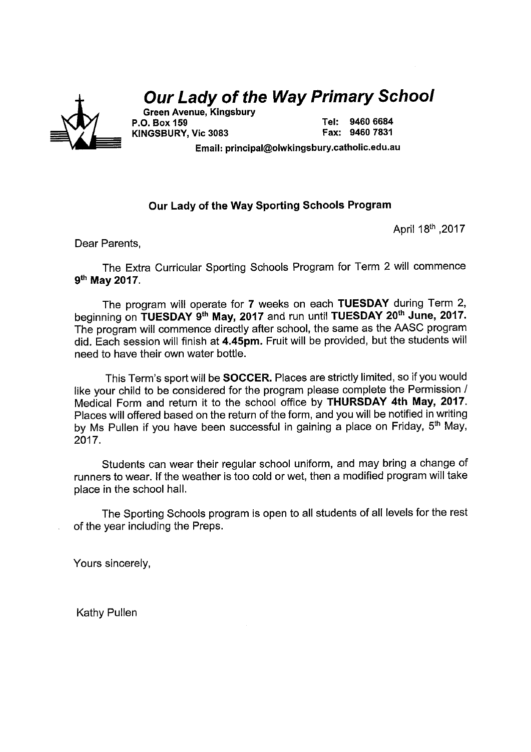# *Our Lady of the Way Primary School*

**Green Avenue, Kingsbury**
**P.O. Box 159**
**KINGSBURY, Vic 3083**

**Tel: 9460 6684**
**Fax: 9460 7831**

**Email: principal@olwkingsbury.catholic.edu.au**

### Our Lady of the Way Sporting Schools Program

April 18th ,2017

Dear Parents,

The Extra Curricular Sporting Schools Program for Term 2 will commence **9th May 2017**.

The program will operate for **7** weeks on each **TUESDAY** during Term 2, beginning on **TUESDAY 9th May, 2017** and run until **TUESDAY 20th June, 2017.** The program will commence directly after school, the same as the AASC program did. Each session will finish at **4.45pm.** Fruit will be provided, but the students will need to have their own water bottle.

This Term's sport will be **SOCCER.** Places are strictly limited, so if you would like your child to be considered for the program please complete the Permission / Medical Form and return it to the school office by **THURSDAY 4th May, 2017.** Places will offered based on the return of the form, and you will be notified in writing by Ms Pullen if you have been successful in gaining a place on Friday, 5th May, 2017.

Students can wear their regular school uniform, and may bring a change of runners to wear. If the weather is too cold or wet, then a modified program will take place in the school hall.

The Sporting Schools program is open to all students of all levels for the rest of the year including the Preps.

Yours sincerely,

Kathy Pullen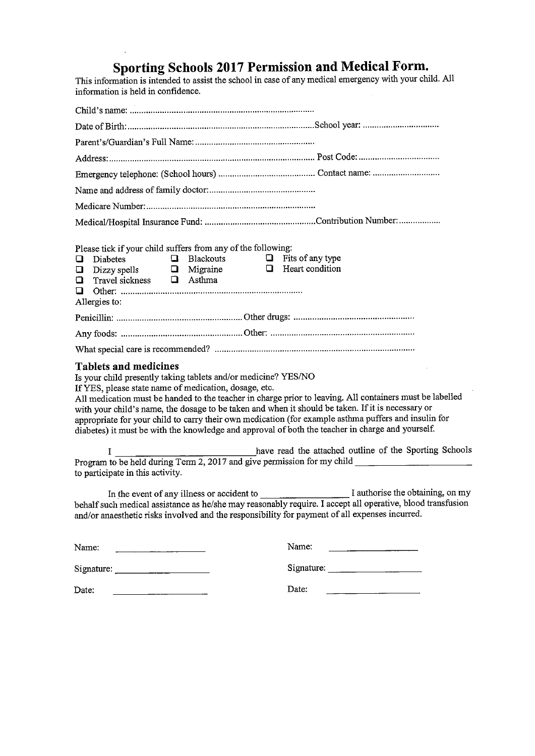# Sporting Schools 2017 Permission and Medical Form.

This information is intended to assist the school in case of any medical emergency with your child. All information is held in confidence.

Child's name: ................................................................................

Date of Birth: ................................................................................ School year: ................................

Parent's/Guardian's Full Name: ....................................................

Address: ........................................................................................ Post Code: ...................................

Emergency telephone: (School hours) .......................................... Contact name: .............................

Name and address of family doctor: ..............................................

Medicare Number: .........................................................................

Medical/Hospital Insurance Fund: ................................................ Contribution Number: ..................

Please tick if your child suffers from any of the following:

- ☐ Diabetes
- ☐ Blackouts
- ☐ Fits of any type
- ☐ Dizzy spells
- ☐ Migraine
- ☐ Heart condition
- ☐ Travel sickness
- ☐ Asthma
- ☐ Other: ..............................................................................

Allergies to:

Penicillin: ...................................................... Other drugs: ....................................................

Any foods: .................................................... Other: ..............................................................

What special care is recommended? ......................................................................................

### Tablets and medicines

Is your child presently taking tablets and/or medicine? YES/NO

If YES, please state name of medication, dosage, etc.

All medication must be handed to the teacher in charge prior to leaving. All containers must be labelled with your child's name, the dosage to be taken and when it should be taken. If it is necessary or appropriate for your child to carry their own medication (for example asthma puffers and insulin for diabetes) it must be with the knowledge and approval of both the teacher in charge and yourself.

I ______________________________ have read the attached outline of the Sporting Schools Program to be held during Term 2, 2017 and give permission for my child ___________________________ to participate in this activity.

In the event of any illness or accident to __________________ I authorise the obtaining, on my behalf such medical assistance as he/she may reasonably require. I accept all operative, blood transfusion and/or anaesthetic risks involved and the responsibility for payment of all expenses incurred.

Name: ____________________

Signature: ____________________

Date: ____________________

Name: ____________________

Signature: ____________________

Date: ____________________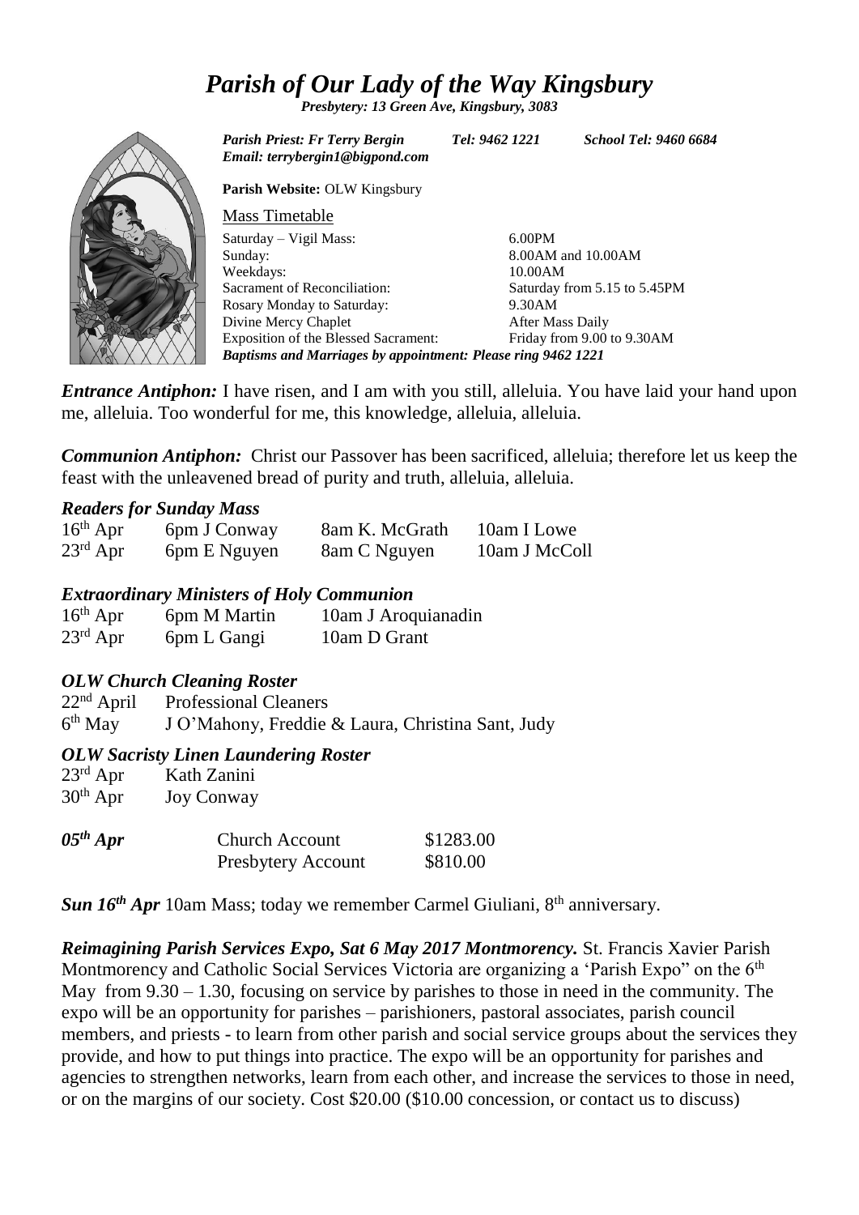# *Parish of Our Lady of the Way Kingsbury*

***Presbytery: 13 Green Ave, Kingsbury, 3083***

*Parish Priest: Fr Terry Bergin* *Tel: 9462 1221* *School Tel: 9460 6684*
*Email: terrybergin1@bigpond.com*

**Parish Website:** OLW Kingsbury

Mass Timetable

| | |
|---|---|
| Saturday – Vigil Mass: | 6.00PM |
| Sunday: | 8.00AM and 10.00AM |
| Weekdays: | 10.00AM |
| Sacrament of Reconciliation: | Saturday from 5.15 to 5.45PM |
| Rosary Monday to Saturday: | 9.30AM |
| Divine Mercy Chaplet | After Mass Daily |
| Exposition of the Blessed Sacrament: | Friday from 9.00 to 9.30AM |

***Baptisms and Marriages by appointment: Please ring 9462 1221***

***Entrance Antiphon:*** I have risen, and I am with you still, alleluia. You have laid your hand upon me, alleluia. Too wonderful for me, this knowledge, alleluia, alleluia.

***Communion Antiphon:*** Christ our Passover has been sacrificed, alleluia; therefore let us keep the feast with the unleavened bread of purity and truth, alleluia, alleluia.

### *Readers for Sunday Mass*

| | | | |
|---|---|---|---|
| 16th Apr | 6pm J Conway | 8am K. McGrath | 10am I Lowe |
| 23rd Apr | 6pm E Nguyen | 8am C Nguyen | 10am J McColl |

### *Extraordinary Ministers of Holy Communion*

| | | |
|---|---|---|
| 16th Apr | 6pm M Martin | 10am J Aroquianadin |
| 23rd Apr | 6pm L Gangi | 10am D Grant |

### *OLW Church Cleaning Roster*

| | |
|---|---|
| 22nd April | Professional Cleaners |
| 6th May | J O'Mahony, Freddie & Laura, Christina Sant, Judy |

### *OLW Sacristy Linen Laundering Roster*

| | |
|---|---|
| 23rd Apr | Kath Zanini |
| 30th Apr | Joy Conway |

| | | |
|---|---|---|
| ***05th Apr*** | Church Account | $1283.00 |
| | Presbytery Account | $810.00 |

***Sun 16th Apr*** 10am Mass; today we remember Carmel Giuliani, 8th anniversary.

***Reimagining Parish Services Expo, Sat 6 May 2017 Montmorency.*** St. Francis Xavier Parish Montmorency and Catholic Social Services Victoria are organizing a 'Parish Expo" on the 6th May from 9.30 – 1.30, focusing on service by parishes to those in need in the community. The expo will be an opportunity for parishes – parishioners, pastoral associates, parish council members, and priests - to learn from other parish and social service groups about the services they provide, and how to put things into practice. The expo will be an opportunity for parishes and agencies to strengthen networks, learn from each other, and increase the services to those in need, or on the margins of our society. Cost $20.00 ($10.00 concession, or contact us to discuss)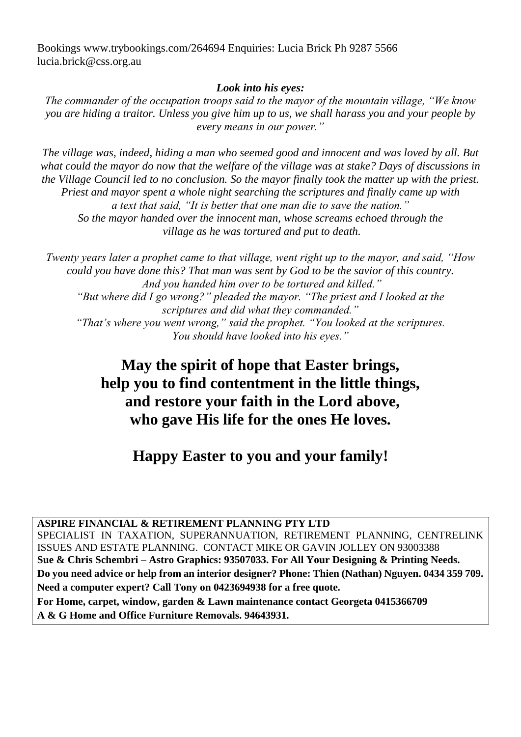Bookings www.trybookings.com/264694 Enquiries: Lucia Brick Ph 9287 5566
lucia.brick@css.org.au

***Look into his eyes:***

*The commander of the occupation troops said to the mayor of the mountain village, "We know you are hiding a traitor. Unless you give him up to us, we shall harass you and your people by every means in our power."*

*The village was, indeed, hiding a man who seemed good and innocent and was loved by all. But what could the mayor do now that the welfare of the village was at stake? Days of discussions in the Village Council led to no conclusion. So the mayor finally took the matter up with the priest. Priest and mayor spent a whole night searching the scriptures and finally came up with a text that said, "It is better that one man die to save the nation."
So the mayor handed over the innocent man, whose screams echoed through the village as he was tortured and put to death.*

*Twenty years later a prophet came to that village, went right up to the mayor, and said, "How could you have done this? That man was sent by God to be the savior of this country. And you handed him over to be tortured and killed."
"But where did I go wrong?" pleaded the mayor. "The priest and I looked at the scriptures and did what they commanded."
"That's where you went wrong," said the prophet. "You looked at the scriptures. You should have looked into his eyes."*

**May the spirit of hope that Easter brings,
help you to find contentment in the little things,
and restore your faith in the Lord above,
who gave His life for the ones He loves.**

**Happy Easter to you and your family!**

**ASPIRE FINANCIAL & RETIREMENT PLANNING PTY LTD**
SPECIALIST IN TAXATION, SUPERANNUATION, RETIREMENT PLANNING, CENTRELINK ISSUES AND ESTATE PLANNING. CONTACT MIKE OR GAVIN JOLLEY ON 93003388
**Sue & Chris Schembri – Astro Graphics: 93507033. For All Your Designing & Printing Needs.**
**Do you need advice or help from an interior designer? Phone: Thien (Nathan) Nguyen. 0434 359 709.**
**Need a computer expert? Call Tony on 0423694938 for a free quote.**
**For Home, carpet, window, garden & Lawn maintenance contact Georgeta 0415366709**
**A & G Home and Office Furniture Removals. 94643931.**